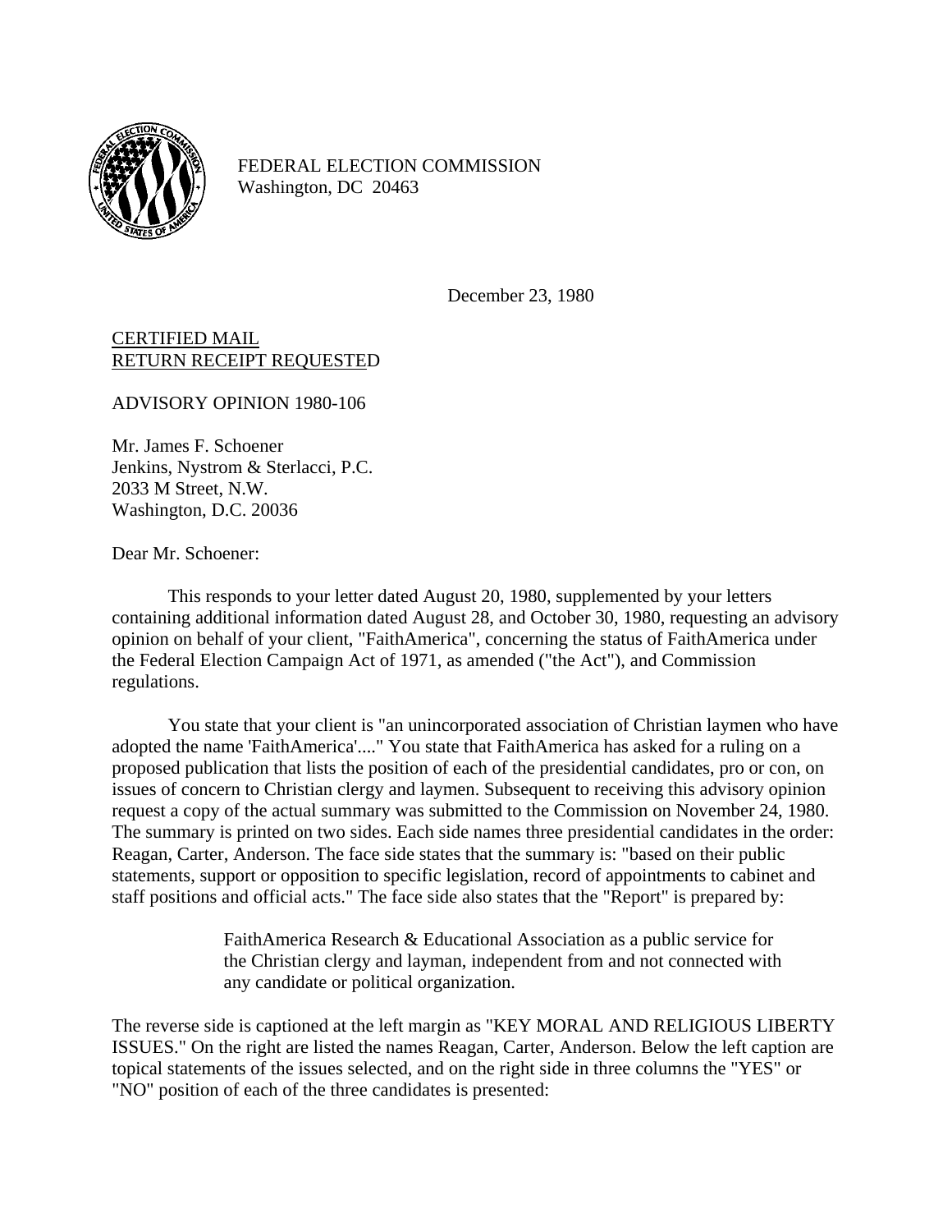FEDERAL ELECTION COMMISSION
Washington, DC 20463

December 23, 1980

<u>CERTIFIED MAIL</u>
<u>RETURN RECEIPT REQUESTED</u>

ADVISORY OPINION 1980-106

Mr. James F. Schoener
Jenkins, Nystrom & Sterlacci, P.C.
2033 M Street, N.W.
Washington, D.C. 20036

Dear Mr. Schoener:

This responds to your letter dated August 20, 1980, supplemented by your letters containing additional information dated August 28, and October 30, 1980, requesting an advisory opinion on behalf of your client, "FaithAmerica", concerning the status of FaithAmerica under the Federal Election Campaign Act of 1971, as amended ("the Act"), and Commission regulations.

You state that your client is "an unincorporated association of Christian laymen who have adopted the name 'FaithAmerica'...." You state that FaithAmerica has asked for a ruling on a proposed publication that lists the position of each of the presidential candidates, pro or con, on issues of concern to Christian clergy and laymen. Subsequent to receiving this advisory opinion request a copy of the actual summary was submitted to the Commission on November 24, 1980. The summary is printed on two sides. Each side names three presidential candidates in the order: Reagan, Carter, Anderson. The face side states that the summary is: "based on their public statements, support or opposition to specific legislation, record of appointments to cabinet and staff positions and official acts." The face side also states that the "Report" is prepared by:

> FaithAmerica Research & Educational Association as a public service for the Christian clergy and layman, independent from and not connected with any candidate or political organization.

The reverse side is captioned at the left margin as "KEY MORAL AND RELIGIOUS LIBERTY ISSUES." On the right are listed the names Reagan, Carter, Anderson. Below the left caption are topical statements of the issues selected, and on the right side in three columns the "YES" or "NO" position of each of the three candidates is presented: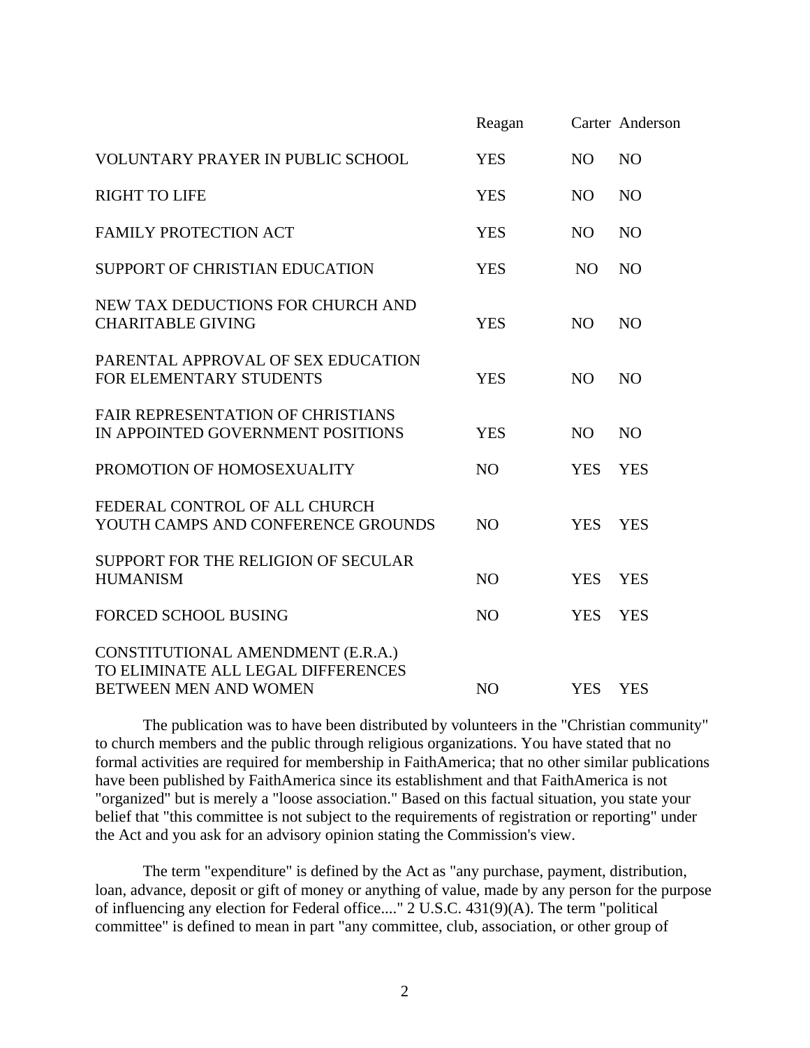| | Reagan | Carter | Anderson |
|---|---|---|---|
| VOLUNTARY PRAYER IN PUBLIC SCHOOL | YES | NO | NO |
| RIGHT TO LIFE | YES | NO | NO |
| FAMILY PROTECTION ACT | YES | NO | NO |
| SUPPORT OF CHRISTIAN EDUCATION | YES | NO | NO |
| NEW TAX DEDUCTIONS FOR CHURCH AND CHARITABLE GIVING | YES | NO | NO |
| PARENTAL APPROVAL OF SEX EDUCATION FOR ELEMENTARY STUDENTS | YES | NO | NO |
| FAIR REPRESENTATION OF CHRISTIANS IN APPOINTED GOVERNMENT POSITIONS | YES | NO | NO |
| PROMOTION OF HOMOSEXUALITY | NO | YES | YES |
| FEDERAL CONTROL OF ALL CHURCH YOUTH CAMPS AND CONFERENCE GROUNDS | NO | YES | YES |
| SUPPORT FOR THE RELIGION OF SECULAR HUMANISM | NO | YES | YES |
| FORCED SCHOOL BUSING | NO | YES | YES |
| CONSTITUTIONAL AMENDMENT (E.R.A.) TO ELIMINATE ALL LEGAL DIFFERENCES BETWEEN MEN AND WOMEN | NO | YES | YES |

The publication was to have been distributed by volunteers in the "Christian community" to church members and the public through religious organizations. You have stated that no formal activities are required for membership in FaithAmerica; that no other similar publications have been published by FaithAmerica since its establishment and that FaithAmerica is not "organized" but is merely a "loose association." Based on this factual situation, you state your belief that "this committee is not subject to the requirements of registration or reporting" under the Act and you ask for an advisory opinion stating the Commission's view.

The term "expenditure" is defined by the Act as "any purchase, payment, distribution, loan, advance, deposit or gift of money or anything of value, made by any person for the purpose of influencing any election for Federal office...." 2 U.S.C. 431(9)(A). The term "political committee" is defined to mean in part "any committee, club, association, or other group of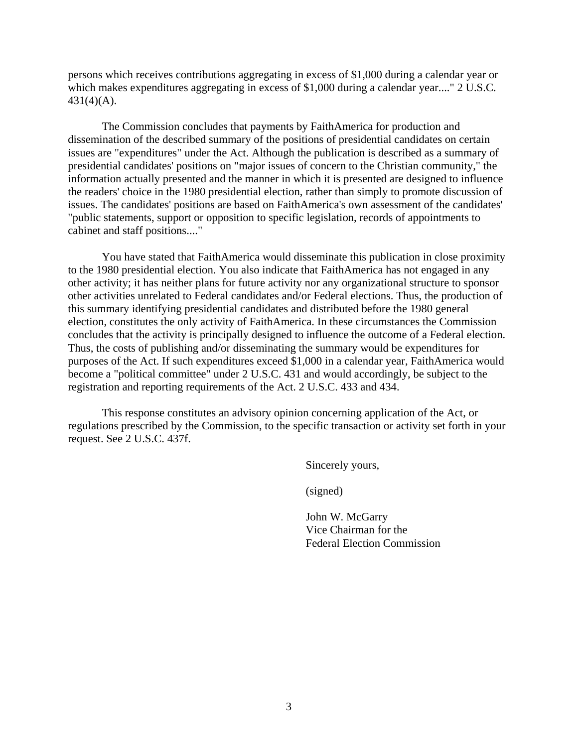persons which receives contributions aggregating in excess of $1,000 during a calendar year or which makes expenditures aggregating in excess of $1,000 during a calendar year...." 2 U.S.C. 431(4)(A).

The Commission concludes that payments by FaithAmerica for production and dissemination of the described summary of the positions of presidential candidates on certain issues are "expenditures" under the Act. Although the publication is described as a summary of presidential candidates' positions on "major issues of concern to the Christian community," the information actually presented and the manner in which it is presented are designed to influence the readers' choice in the 1980 presidential election, rather than simply to promote discussion of issues. The candidates' positions are based on FaithAmerica's own assessment of the candidates' "public statements, support or opposition to specific legislation, records of appointments to cabinet and staff positions...."

You have stated that FaithAmerica would disseminate this publication in close proximity to the 1980 presidential election. You also indicate that FaithAmerica has not engaged in any other activity; it has neither plans for future activity nor any organizational structure to sponsor other activities unrelated to Federal candidates and/or Federal elections. Thus, the production of this summary identifying presidential candidates and distributed before the 1980 general election, constitutes the only activity of FaithAmerica. In these circumstances the Commission concludes that the activity is principally designed to influence the outcome of a Federal election. Thus, the costs of publishing and/or disseminating the summary would be expenditures for purposes of the Act. If such expenditures exceed $1,000 in a calendar year, FaithAmerica would become a "political committee" under 2 U.S.C. 431 and would accordingly, be subject to the registration and reporting requirements of the Act. 2 U.S.C. 433 and 434.

This response constitutes an advisory opinion concerning application of the Act, or regulations prescribed by the Commission, to the specific transaction or activity set forth in your request. See 2 U.S.C. 437f.

Sincerely yours,

(signed)

John W. McGarry
Vice Chairman for the
Federal Election Commission